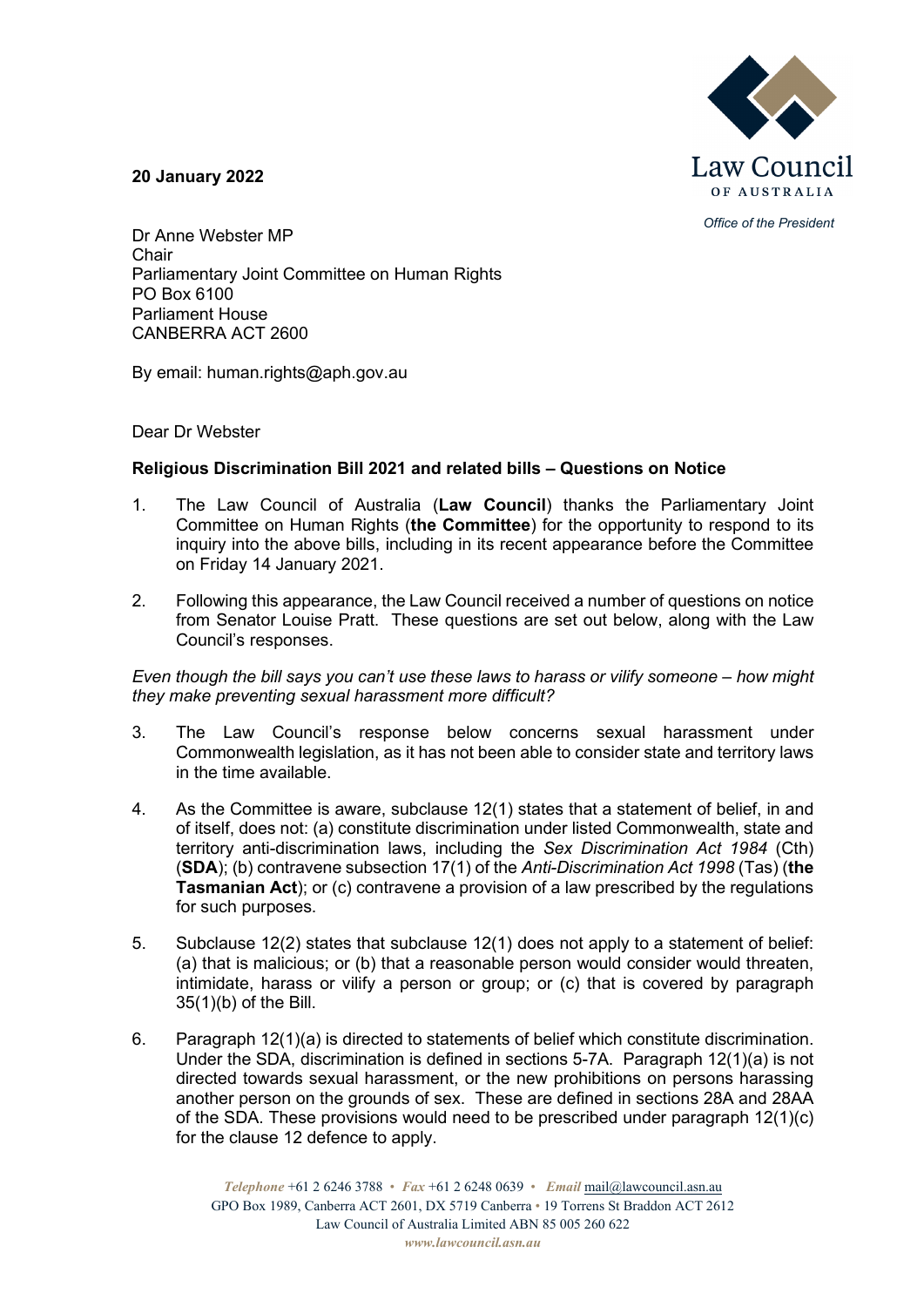**20 January 2022**

Law Council OF AUSTRALIA

*Office of the President*

Dr Anne Webster MP
Chair
Parliamentary Joint Committee on Human Rights
PO Box 6100
Parliament House
CANBERRA ACT 2600

By email: human.rights@aph.gov.au

Dear Dr Webster

**Religious Discrimination Bill 2021 and related bills – Questions on Notice**

1. The Law Council of Australia (**Law Council**) thanks the Parliamentary Joint Committee on Human Rights (**the Committee**) for the opportunity to respond to its inquiry into the above bills, including in its recent appearance before the Committee on Friday 14 January 2021.

2. Following this appearance, the Law Council received a number of questions on notice from Senator Louise Pratt. These questions are set out below, along with the Law Council's responses.

*Even though the bill says you can't use these laws to harass or vilify someone – how might they make preventing sexual harassment more difficult?*

3. The Law Council's response below concerns sexual harassment under Commonwealth legislation, as it has not been able to consider state and territory laws in the time available.

4. As the Committee is aware, subclause 12(1) states that a statement of belief, in and of itself, does not: (a) constitute discrimination under listed Commonwealth, state and territory anti-discrimination laws, including the *Sex Discrimination Act 1984* (Cth) (**SDA**); (b) contravene subsection 17(1) of the *Anti-Discrimination Act 1998* (Tas) (**the Tasmanian Act**); or (c) contravene a provision of a law prescribed by the regulations for such purposes.

5. Subclause 12(2) states that subclause 12(1) does not apply to a statement of belief: (a) that is malicious; or (b) that a reasonable person would consider would threaten, intimidate, harass or vilify a person or group; or (c) that is covered by paragraph 35(1)(b) of the Bill.

6. Paragraph 12(1)(a) is directed to statements of belief which constitute discrimination. Under the SDA, discrimination is defined in sections 5-7A. Paragraph 12(1)(a) is not directed towards sexual harassment, or the new prohibitions on persons harassing another person on the grounds of sex. These are defined in sections 28A and 28AA of the SDA. These provisions would need to be prescribed under paragraph 12(1)(c) for the clause 12 defence to apply.

*Telephone* +61 2 6246 3788 • *Fax* +61 2 6248 0639 • *Email* mail@lawcouncil.asn.au
GPO Box 1989, Canberra ACT 2601, DX 5719 Canberra • 19 Torrens St Braddon ACT 2612
Law Council of Australia Limited ABN 85 005 260 622
*www.lawcouncil.asn.au*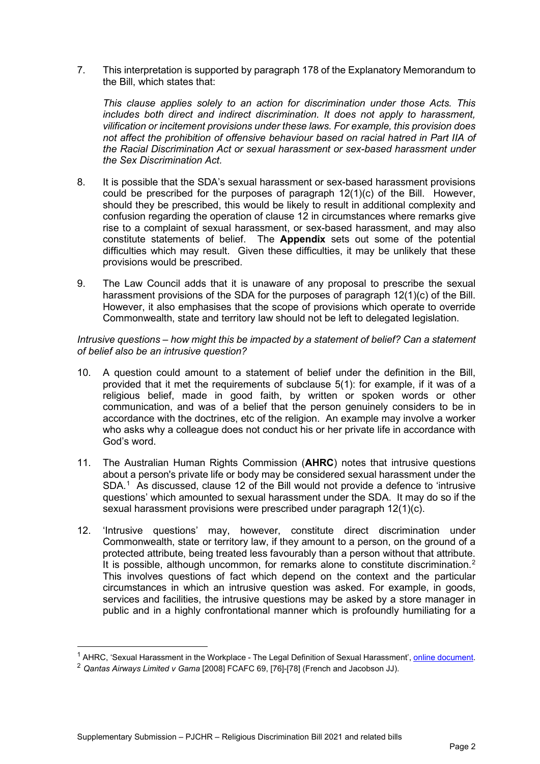7. This interpretation is supported by paragraph 178 of the Explanatory Memorandum to the Bill, which states that:

   *This clause applies solely to an action for discrimination under those Acts. This includes both direct and indirect discrimination. It does not apply to harassment, vilification or incitement provisions under these laws. For example, this provision does not affect the prohibition of offensive behaviour based on racial hatred in Part IIA of the Racial Discrimination Act or sexual harassment or sex-based harassment under the Sex Discrimination Act.*

8. It is possible that the SDA's sexual harassment or sex-based harassment provisions could be prescribed for the purposes of paragraph 12(1)(c) of the Bill. However, should they be prescribed, this would be likely to result in additional complexity and confusion regarding the operation of clause 12 in circumstances where remarks give rise to a complaint of sexual harassment, or sex-based harassment, and may also constitute statements of belief. The **Appendix** sets out some of the potential difficulties which may result. Given these difficulties, it may be unlikely that these provisions would be prescribed.

9. The Law Council adds that it is unaware of any proposal to prescribe the sexual harassment provisions of the SDA for the purposes of paragraph 12(1)(c) of the Bill. However, it also emphasises that the scope of provisions which operate to override Commonwealth, state and territory law should not be left to delegated legislation.

*Intrusive questions – how might this be impacted by a statement of belief? Can a statement of belief also be an intrusive question?*

10. A question could amount to a statement of belief under the definition in the Bill, provided that it met the requirements of subclause 5(1): for example, if it was of a religious belief, made in good faith, by written or spoken words or other communication, and was of a belief that the person genuinely considers to be in accordance with the doctrines, etc of the religion. An example may involve a worker who asks why a colleague does not conduct his or her private life in accordance with God's word.

11. The Australian Human Rights Commission (**AHRC**) notes that intrusive questions about a person's private life or body may be considered sexual harassment under the SDA.[1] As discussed, clause 12 of the Bill would not provide a defence to 'intrusive questions' which amounted to sexual harassment under the SDA. It may do so if the sexual harassment provisions were prescribed under paragraph 12(1)(c).

12. 'Intrusive questions' may, however, constitute direct discrimination under Commonwealth, state or territory law, if they amount to a person, on the ground of a protected attribute, being treated less favourably than a person without that attribute. It is possible, although uncommon, for remarks alone to constitute discrimination.[2] This involves questions of fact which depend on the context and the particular circumstances in which an intrusive question was asked. For example, in goods, services and facilities, the intrusive questions may be asked by a store manager in public and in a highly confrontational manner which is profoundly humiliating for a

---

[1] AHRC, 'Sexual Harassment in the Workplace - The Legal Definition of Sexual Harassment', online document.

[2] *Qantas Airways Limited v Gama* [2008] FCAFC 69, [76]-[78] (French and Jacobson JJ).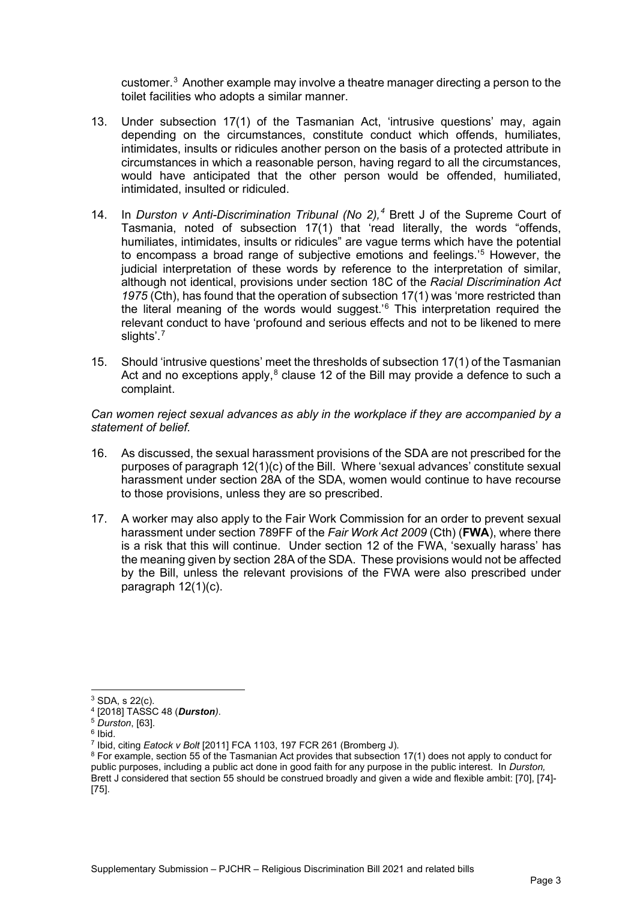customer.[3] Another example may involve a theatre manager directing a person to the toilet facilities who adopts a similar manner.

13. Under subsection 17(1) of the Tasmanian Act, 'intrusive questions' may, again depending on the circumstances, constitute conduct which offends, humiliates, intimidates, insults or ridicules another person on the basis of a protected attribute in circumstances in which a reasonable person, having regard to all the circumstances, would have anticipated that the other person would be offended, humiliated, intimidated, insulted or ridiculed.

14. In *Durston v Anti-Discrimination Tribunal (No 2),*[4] Brett J of the Supreme Court of Tasmania, noted of subsection 17(1) that 'read literally, the words "offends, humiliates, intimidates, insults or ridicules" are vague terms which have the potential to encompass a broad range of subjective emotions and feelings.'[5] However, the judicial interpretation of these words by reference to the interpretation of similar, although not identical, provisions under section 18C of the *Racial Discrimination Act 1975* (Cth), has found that the operation of subsection 17(1) was 'more restricted than the literal meaning of the words would suggest.'[6] This interpretation required the relevant conduct to have 'profound and serious effects and not to be likened to mere slights'.[7]

15. Should 'intrusive questions' meet the thresholds of subsection 17(1) of the Tasmanian Act and no exceptions apply,[8] clause 12 of the Bill may provide a defence to such a complaint.

*Can women reject sexual advances as ably in the workplace if they are accompanied by a statement of belief.*

16. As discussed, the sexual harassment provisions of the SDA are not prescribed for the purposes of paragraph 12(1)(c) of the Bill. Where 'sexual advances' constitute sexual harassment under section 28A of the SDA, women would continue to have recourse to those provisions, unless they are so prescribed.

17. A worker may also apply to the Fair Work Commission for an order to prevent sexual harassment under section 789FF of the *Fair Work Act 2009* (Cth) (**FWA**), where there is a risk that this will continue. Under section 12 of the FWA, 'sexually harass' has the meaning given by section 28A of the SDA. These provisions would not be affected by the Bill, unless the relevant provisions of the FWA were also prescribed under paragraph 12(1)(c).

---

[3] SDA, s 22(c).

[4] [2018] TASSC 48 (***Durston***).

[5] *Durston*, [63].

[6] Ibid.

[7] Ibid, citing *Eatock v Bolt* [2011] FCA 1103, 197 FCR 261 (Bromberg J).

[8] For example, section 55 of the Tasmanian Act provides that subsection 17(1) does not apply to conduct for public purposes, including a public act done in good faith for any purpose in the public interest. In *Durston,* Brett J considered that section 55 should be construed broadly and given a wide and flexible ambit: [70], [74]-[75].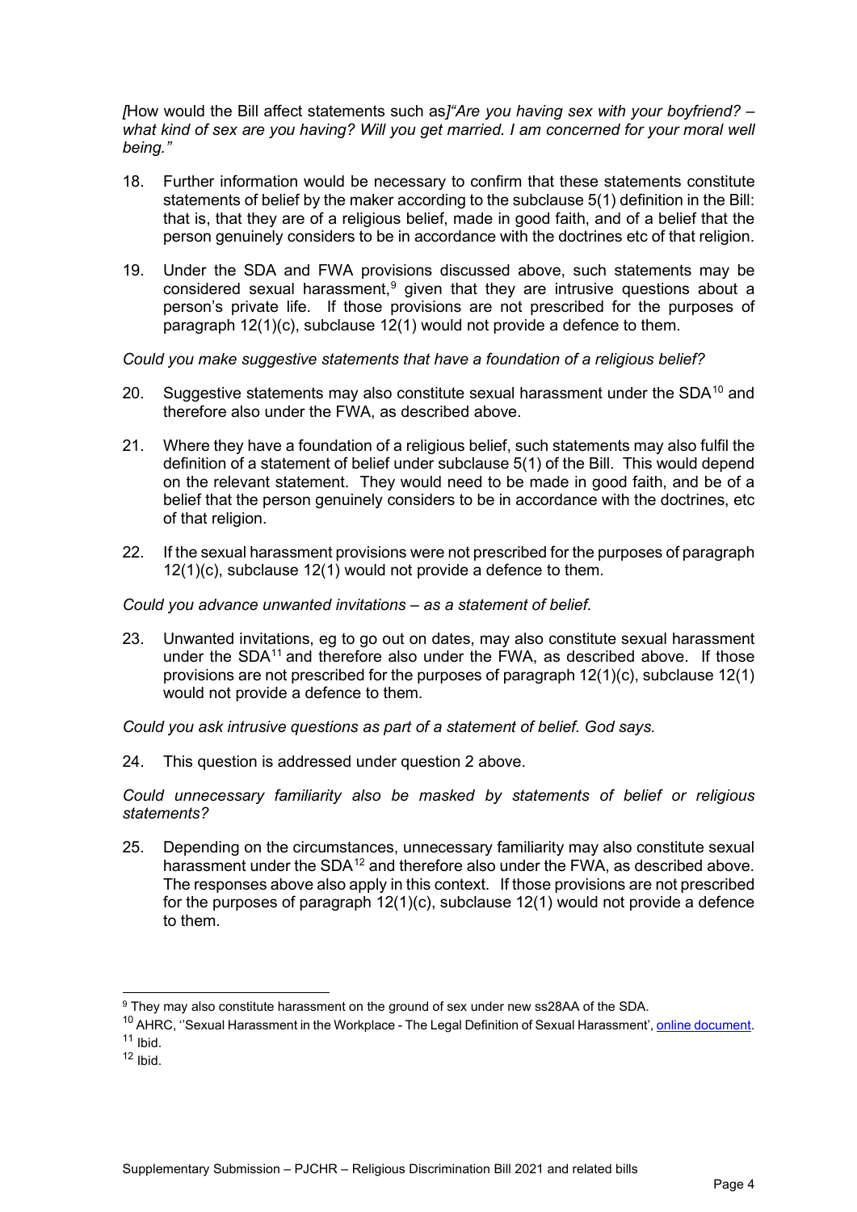*[*How would the Bill affect statements such as*]"Are you having sex with your boyfriend? – what kind of sex are you having? Will you get married. I am concerned for your moral well being."*

18. Further information would be necessary to confirm that these statements constitute statements of belief by the maker according to the subclause 5(1) definition in the Bill: that is, that they are of a religious belief, made in good faith, and of a belief that the person genuinely considers to be in accordance with the doctrines etc of that religion.

19. Under the SDA and FWA provisions discussed above, such statements may be considered sexual harassment,[9] given that they are intrusive questions about a person's private life. If those provisions are not prescribed for the purposes of paragraph 12(1)(c), subclause 12(1) would not provide a defence to them.

*Could you make suggestive statements that have a foundation of a religious belief?*

20. Suggestive statements may also constitute sexual harassment under the SDA[10] and therefore also under the FWA, as described above.

21. Where they have a foundation of a religious belief, such statements may also fulfil the definition of a statement of belief under subclause 5(1) of the Bill. This would depend on the relevant statement. They would need to be made in good faith, and be of a belief that the person genuinely considers to be in accordance with the doctrines, etc of that religion.

22. If the sexual harassment provisions were not prescribed for the purposes of paragraph 12(1)(c), subclause 12(1) would not provide a defence to them.

*Could you advance unwanted invitations – as a statement of belief.*

23. Unwanted invitations, eg to go out on dates, may also constitute sexual harassment under the SDA[11] and therefore also under the FWA, as described above. If those provisions are not prescribed for the purposes of paragraph 12(1)(c), subclause 12(1) would not provide a defence to them.

*Could you ask intrusive questions as part of a statement of belief. God says.*

24. This question is addressed under question 2 above.

*Could unnecessary familiarity also be masked by statements of belief or religious statements?*

25. Depending on the circumstances, unnecessary familiarity may also constitute sexual harassment under the SDA[12] and therefore also under the FWA, as described above. The responses above also apply in this context. If those provisions are not prescribed for the purposes of paragraph 12(1)(c), subclause 12(1) would not provide a defence to them.

---

[9] They may also constitute harassment on the ground of sex under new ss28AA of the SDA.

[10] AHRC, ''Sexual Harassment in the Workplace - The Legal Definition of Sexual Harassment', online document.

[11] Ibid.

[12] Ibid.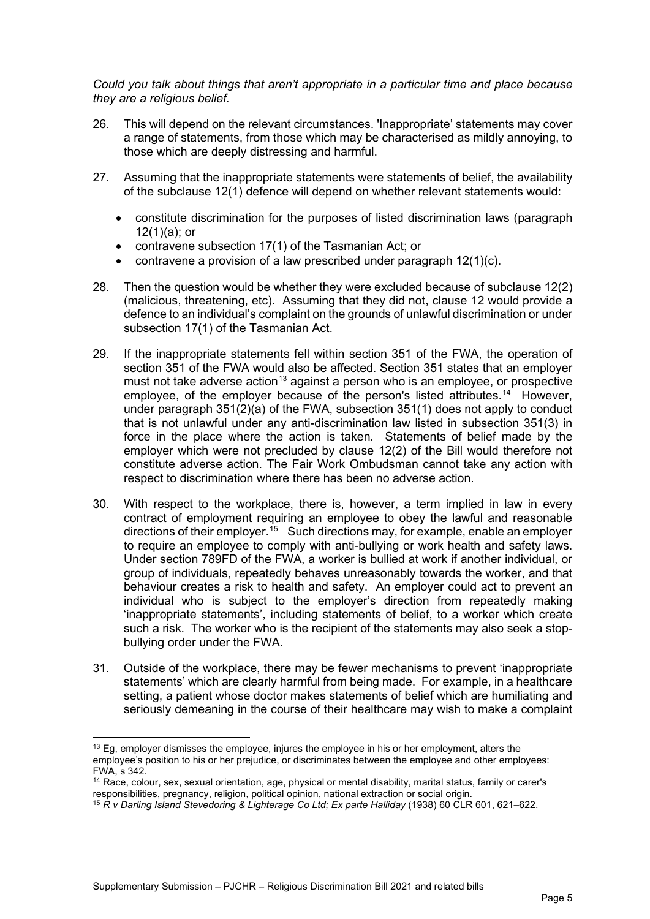*Could you talk about things that aren't appropriate in a particular time and place because they are a religious belief.*

26. This will depend on the relevant circumstances. 'Inappropriate' statements may cover a range of statements, from those which may be characterised as mildly annoying, to those which are deeply distressing and harmful.

27. Assuming that the inappropriate statements were statements of belief, the availability of the subclause 12(1) defence will depend on whether relevant statements would:

    - constitute discrimination for the purposes of listed discrimination laws (paragraph 12(1)(a); or
    - contravene subsection 17(1) of the Tasmanian Act; or
    - contravene a provision of a law prescribed under paragraph 12(1)(c).

28. Then the question would be whether they were excluded because of subclause 12(2) (malicious, threatening, etc). Assuming that they did not, clause 12 would provide a defence to an individual's complaint on the grounds of unlawful discrimination or under subsection 17(1) of the Tasmanian Act.

29. If the inappropriate statements fell within section 351 of the FWA, the operation of section 351 of the FWA would also be affected. Section 351 states that an employer must not take adverse action[13] against a person who is an employee, or prospective employee, of the employer because of the person's listed attributes.[14] However, under paragraph 351(2)(a) of the FWA, subsection 351(1) does not apply to conduct that is not unlawful under any anti-discrimination law listed in subsection 351(3) in force in the place where the action is taken. Statements of belief made by the employer which were not precluded by clause 12(2) of the Bill would therefore not constitute adverse action. The Fair Work Ombudsman cannot take any action with respect to discrimination where there has been no adverse action.

30. With respect to the workplace, there is, however, a term implied in law in every contract of employment requiring an employee to obey the lawful and reasonable directions of their employer.[15] Such directions may, for example, enable an employer to require an employee to comply with anti-bullying or work health and safety laws. Under section 789FD of the FWA, a worker is bullied at work if another individual, or group of individuals, repeatedly behaves unreasonably towards the worker, and that behaviour creates a risk to health and safety. An employer could act to prevent an individual who is subject to the employer's direction from repeatedly making 'inappropriate statements', including statements of belief, to a worker which create such a risk. The worker who is the recipient of the statements may also seek a stop-bullying order under the FWA.

31. Outside of the workplace, there may be fewer mechanisms to prevent 'inappropriate statements' which are clearly harmful from being made. For example, in a healthcare setting, a patient whose doctor makes statements of belief which are humiliating and seriously demeaning in the course of their healthcare may wish to make a complaint

---

[13] Eg, employer dismisses the employee, injures the employee in his or her employment, alters the employee's position to his or her prejudice, or discriminates between the employee and other employees: FWA, s 342.

[14] Race, colour, sex, sexual orientation, age, physical or mental disability, marital status, family or carer's responsibilities, pregnancy, religion, political opinion, national extraction or social origin.

[15] *R v Darling Island Stevedoring & Lighterage Co Ltd; Ex parte Halliday* (1938) 60 CLR 601, 621–622.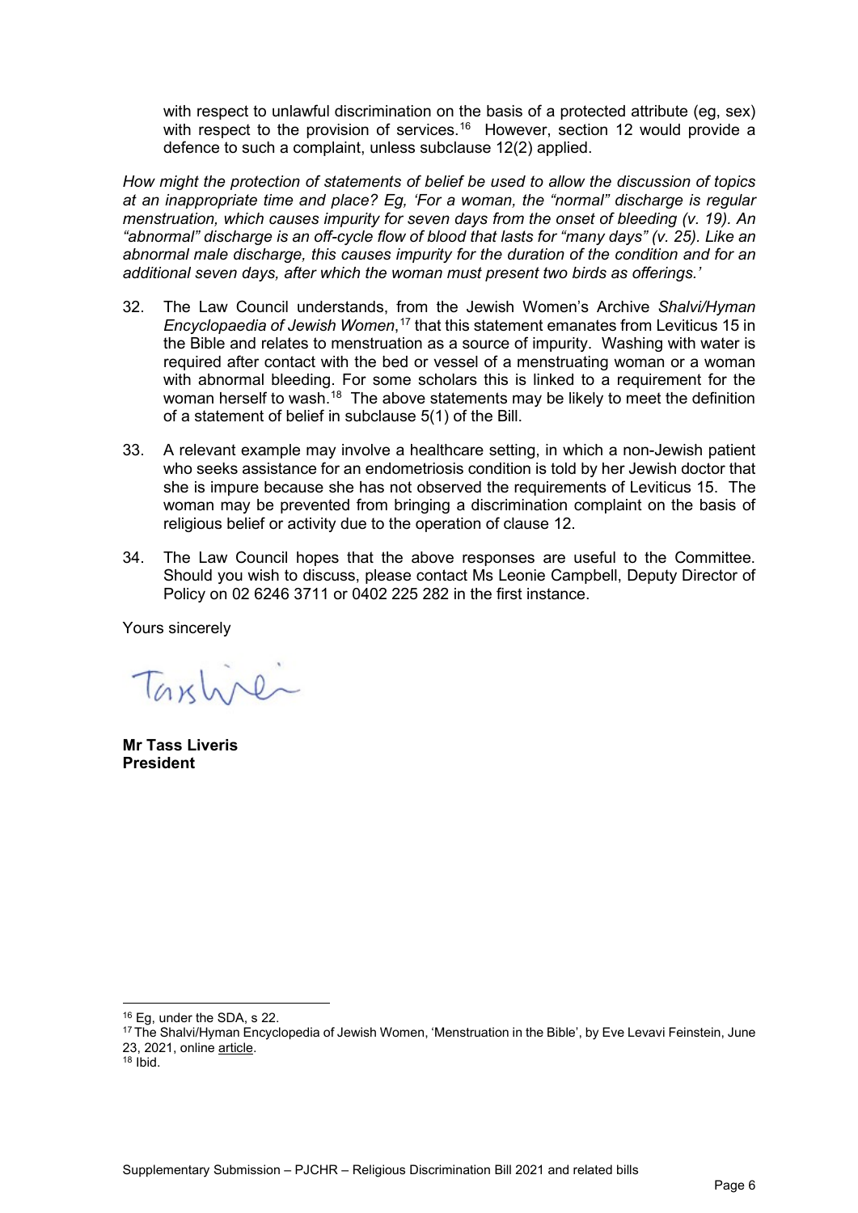with respect to unlawful discrimination on the basis of a protected attribute (eg, sex) with respect to the provision of services.[16] However, section 12 would provide a defence to such a complaint, unless subclause 12(2) applied.

*How might the protection of statements of belief be used to allow the discussion of topics at an inappropriate time and place? Eg, 'For a woman, the "normal" discharge is regular menstruation, which causes impurity for seven days from the onset of bleeding (v. 19). An "abnormal" discharge is an off-cycle flow of blood that lasts for "many days" (v. 25). Like an abnormal male discharge, this causes impurity for the duration of the condition and for an additional seven days, after which the woman must present two birds as offerings.'*

32. The Law Council understands, from the Jewish Women's Archive *Shalvi/Hyman Encyclopaedia of Jewish Women*,[17] that this statement emanates from Leviticus 15 in the Bible and relates to menstruation as a source of impurity. Washing with water is required after contact with the bed or vessel of a menstruating woman or a woman with abnormal bleeding. For some scholars this is linked to a requirement for the woman herself to wash.[18] The above statements may be likely to meet the definition of a statement of belief in subclause 5(1) of the Bill.

33. A relevant example may involve a healthcare setting, in which a non-Jewish patient who seeks assistance for an endometriosis condition is told by her Jewish doctor that she is impure because she has not observed the requirements of Leviticus 15. The woman may be prevented from bringing a discrimination complaint on the basis of religious belief or activity due to the operation of clause 12.

34. The Law Council hopes that the above responses are useful to the Committee. Should you wish to discuss, please contact Ms Leonie Campbell, Deputy Director of Policy on 02 6246 3711 or 0402 225 282 in the first instance.

Yours sincerely

**Mr Tass Liveris**
**President**

---

[16] Eg, under the SDA, s 22.

[17] The Shalvi/Hyman Encyclopedia of Jewish Women, 'Menstruation in the Bible', by Eve Levavi Feinstein, June 23, 2021, online article.

[18] Ibid.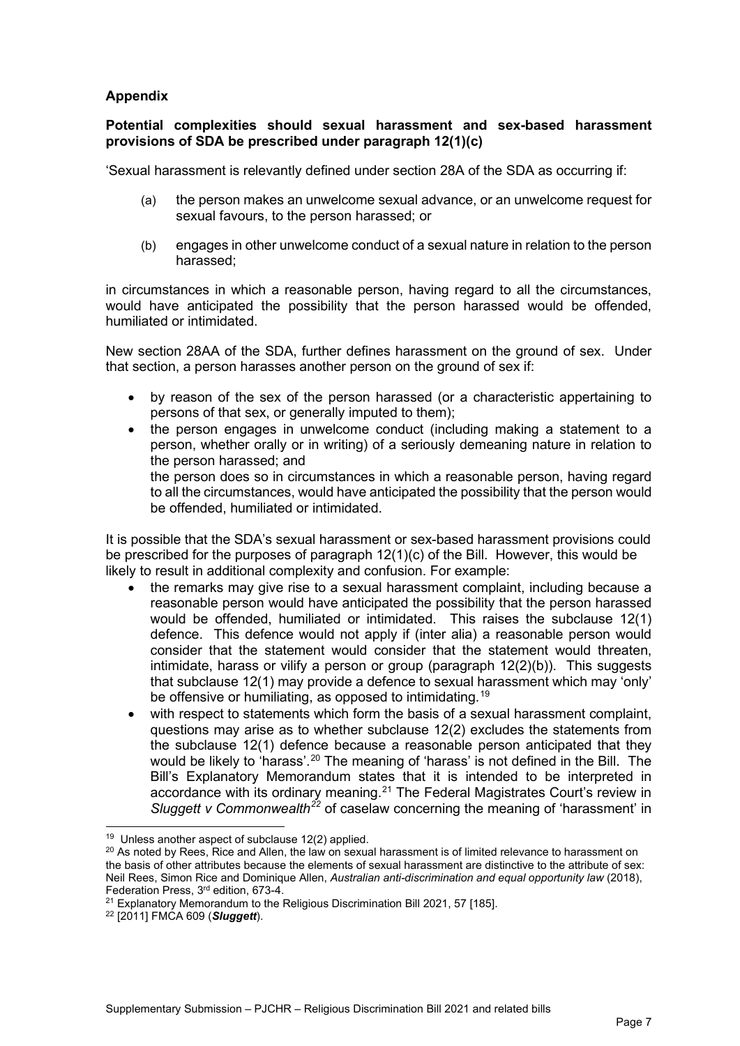**Appendix**

**Potential complexities should sexual harassment and sex-based harassment provisions of SDA be prescribed under paragraph 12(1)(c)**

'Sexual harassment is relevantly defined under section 28A of the SDA as occurring if:

(a) the person makes an unwelcome sexual advance, or an unwelcome request for sexual favours, to the person harassed; or

(b) engages in other unwelcome conduct of a sexual nature in relation to the person harassed;

in circumstances in which a reasonable person, having regard to all the circumstances, would have anticipated the possibility that the person harassed would be offended, humiliated or intimidated.

New section 28AA of the SDA, further defines harassment on the ground of sex. Under that section, a person harasses another person on the ground of sex if:

- by reason of the sex of the person harassed (or a characteristic appertaining to persons of that sex, or generally imputed to them);
- the person engages in unwelcome conduct (including making a statement to a person, whether orally or in writing) of a seriously demeaning nature in relation to the person harassed; and
  the person does so in circumstances in which a reasonable person, having regard to all the circumstances, would have anticipated the possibility that the person would be offended, humiliated or intimidated.

It is possible that the SDA's sexual harassment or sex-based harassment provisions could be prescribed for the purposes of paragraph 12(1)(c) of the Bill. However, this would be likely to result in additional complexity and confusion. For example:

- the remarks may give rise to a sexual harassment complaint, including because a reasonable person would have anticipated the possibility that the person harassed would be offended, humiliated or intimidated. This raises the subclause 12(1) defence. This defence would not apply if (inter alia) a reasonable person would consider that the statement would consider that the statement would threaten, intimidate, harass or vilify a person or group (paragraph 12(2)(b)). This suggests that subclause 12(1) may provide a defence to sexual harassment which may 'only' be offensive or humiliating, as opposed to intimidating.[19]
- with respect to statements which form the basis of a sexual harassment complaint, questions may arise as to whether subclause 12(2) excludes the statements from the subclause 12(1) defence because a reasonable person anticipated that they would be likely to 'harass'.[20] The meaning of 'harass' is not defined in the Bill. The Bill's Explanatory Memorandum states that it is intended to be interpreted in accordance with its ordinary meaning.[21] The Federal Magistrates Court's review in *Sluggett v Commonwealth*[22] of caselaw concerning the meaning of 'harassment' in

---

[19] Unless another aspect of subclause 12(2) applied.

[20] As noted by Rees, Rice and Allen, the law on sexual harassment is of limited relevance to harassment on the basis of other attributes because the elements of sexual harassment are distinctive to the attribute of sex: Neil Rees, Simon Rice and Dominique Allen, *Australian anti-discrimination and equal opportunity law* (2018), Federation Press, 3rd edition, 673-4.

[21] Explanatory Memorandum to the Religious Discrimination Bill 2021, 57 [185].

[22] [2011] FMCA 609 (***Sluggett***).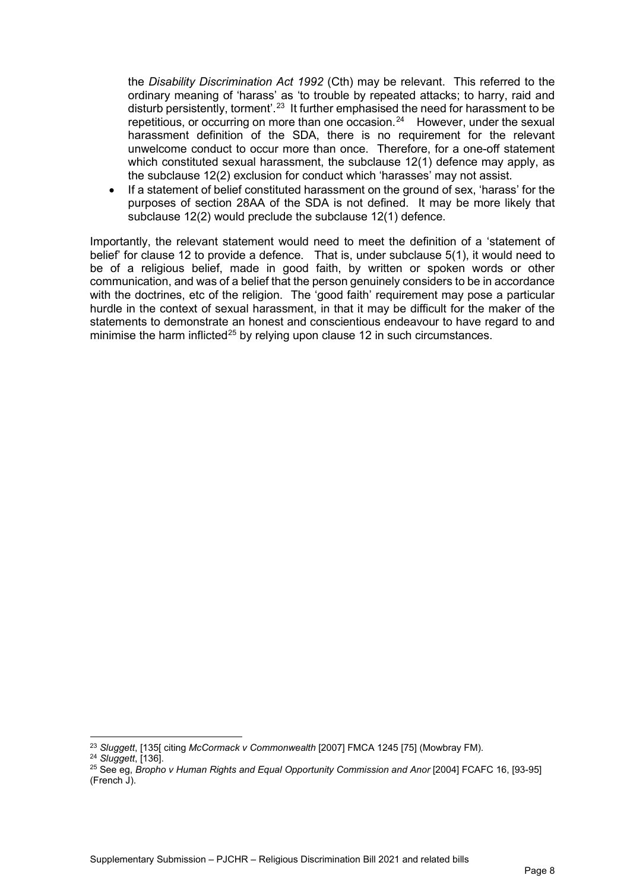the *Disability Discrimination Act 1992* (Cth) may be relevant. This referred to the ordinary meaning of 'harass' as 'to trouble by repeated attacks; to harry, raid and disturb persistently, torment'.[23] It further emphasised the need for harassment to be repetitious, or occurring on more than one occasion.[24] However, under the sexual harassment definition of the SDA, there is no requirement for the relevant unwelcome conduct to occur more than once. Therefore, for a one-off statement which constituted sexual harassment, the subclause 12(1) defence may apply, as the subclause 12(2) exclusion for conduct which 'harasses' may not assist.

- If a statement of belief constituted harassment on the ground of sex, 'harass' for the purposes of section 28AA of the SDA is not defined. It may be more likely that subclause 12(2) would preclude the subclause 12(1) defence.

Importantly, the relevant statement would need to meet the definition of a 'statement of belief' for clause 12 to provide a defence. That is, under subclause 5(1), it would need to be of a religious belief, made in good faith, by written or spoken words or other communication, and was of a belief that the person genuinely considers to be in accordance with the doctrines, etc of the religion. The 'good faith' requirement may pose a particular hurdle in the context of sexual harassment, in that it may be difficult for the maker of the statements to demonstrate an honest and conscientious endeavour to have regard to and minimise the harm inflicted[25] by relying upon clause 12 in such circumstances.

---

[23] *Sluggett*, [135[ citing *McCormack v Commonwealth* [2007] FMCA 1245 [75] (Mowbray FM).

[24] *Sluggett*, [136].

[25] See eg, *Bropho v Human Rights and Equal Opportunity Commission and Anor* [2004] FCAFC 16, [93-95] (French J).